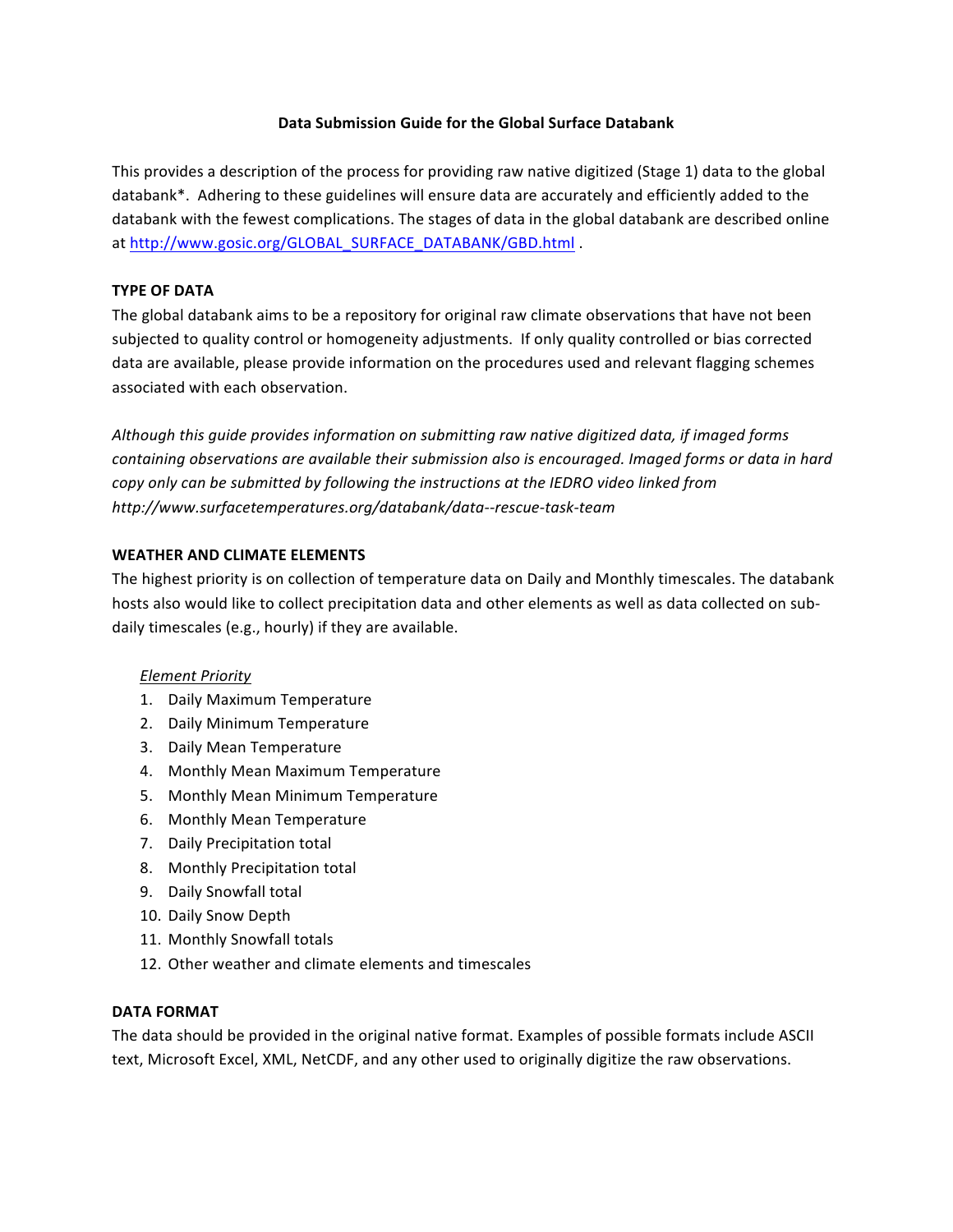# Data Submission Guide for the Global Surface Databank

This provides a description of the process for providing raw native digitized (Stage 1) data to the global databank*. Adhering to these guidelines will ensure data are accurately and efficiently added to the databank with the fewest complications. The stages of data in the global databank are described online at http://www.gosic.org/GLOBAL_SURFACE_DATABANK/GBD.html .

## TYPE OF DATA

The global databank aims to be a repository for original raw climate observations that have not been subjected to quality control or homogeneity adjustments. If only quality controlled or bias corrected data are available, please provide information on the procedures used and relevant flagging schemes associated with each observation.

*Although this guide provides information on submitting raw native digitized data, if imaged forms containing observations are available their submission also is encouraged. Imaged forms or data in hard copy only can be submitted by following the instructions at the IEDRO video linked from http://www.surfacetemperatures.org/databank/data--rescue-task-team*

## WEATHER AND CLIMATE ELEMENTS

The highest priority is on collection of temperature data on Daily and Monthly timescales. The databank hosts also would like to collect precipitation data and other elements as well as data collected on sub-daily timescales (e.g., hourly) if they are available.

*Element Priority*

1. Daily Maximum Temperature
2. Daily Minimum Temperature
3. Daily Mean Temperature
4. Monthly Mean Maximum Temperature
5. Monthly Mean Minimum Temperature
6. Monthly Mean Temperature
7. Daily Precipitation total
8. Monthly Precipitation total
9. Daily Snowfall total
10. Daily Snow Depth
11. Monthly Snowfall totals
12. Other weather and climate elements and timescales

## DATA FORMAT

The data should be provided in the original native format. Examples of possible formats include ASCII text, Microsoft Excel, XML, NetCDF, and any other used to originally digitize the raw observations.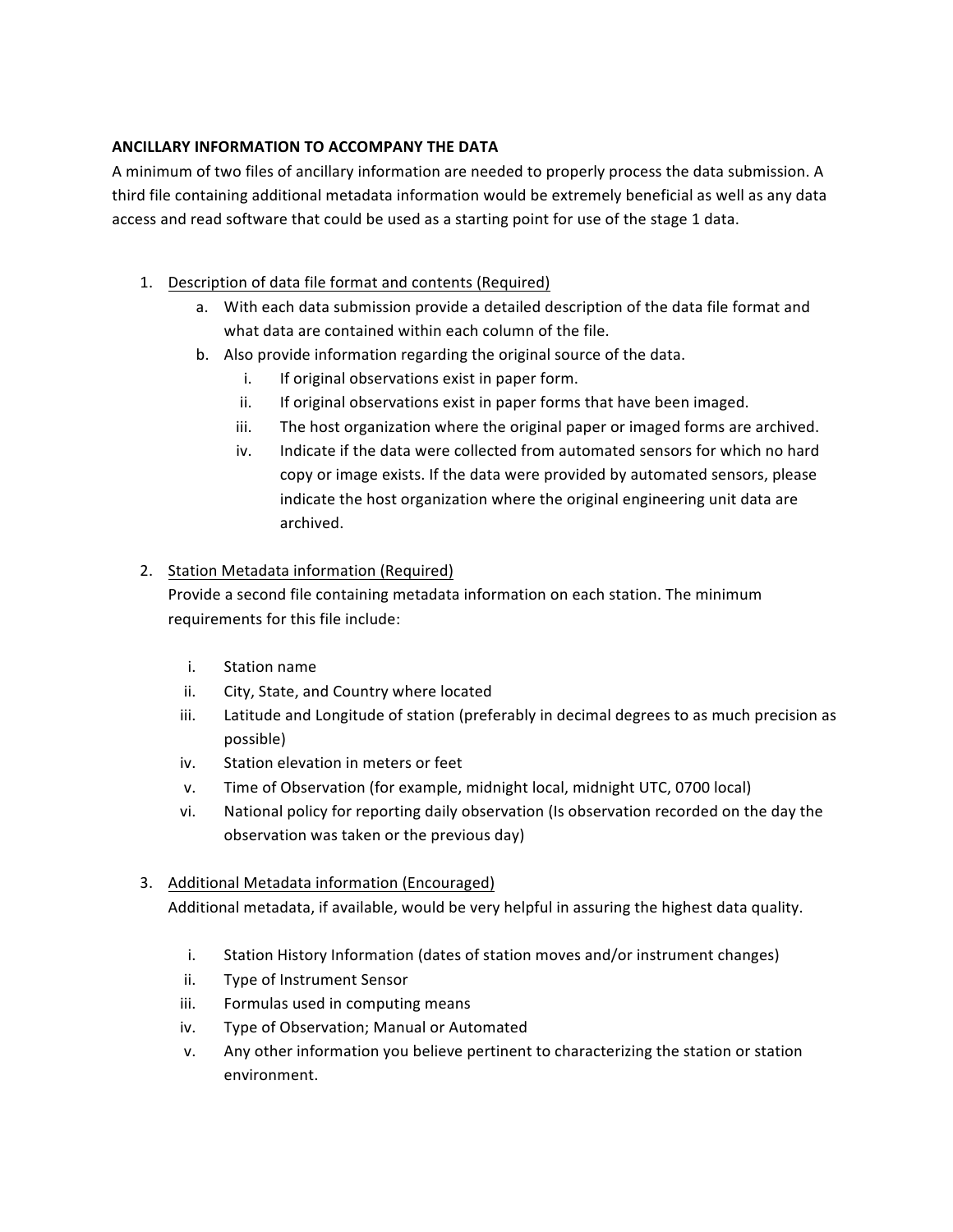**ANCILLARY INFORMATION TO ACCOMPANY THE DATA**

A minimum of two files of ancillary information are needed to properly process the data submission. A third file containing additional metadata information would be extremely beneficial as well as any data access and read software that could be used as a starting point for use of the stage 1 data.

1. <u>Description of data file format and contents (Required)</u>
    a. With each data submission provide a detailed description of the data file format and what data are contained within each column of the file.
    b. Also provide information regarding the original source of the data.
        i. If original observations exist in paper form.
        ii. If original observations exist in paper forms that have been imaged.
        iii. The host organization where the original paper or imaged forms are archived.
        iv. Indicate if the data were collected from automated sensors for which no hard copy or image exists. If the data were provided by automated sensors, please indicate the host organization where the original engineering unit data are archived.

2. <u>Station Metadata information (Required)</u>

    Provide a second file containing metadata information on each station. The minimum requirements for this file include:

    i. Station name
    ii. City, State, and Country where located
    iii. Latitude and Longitude of station (preferably in decimal degrees to as much precision as possible)
    iv. Station elevation in meters or feet
    v. Time of Observation (for example, midnight local, midnight UTC, 0700 local)
    vi. National policy for reporting daily observation (Is observation recorded on the day the observation was taken or the previous day)

3. <u>Additional Metadata information (Encouraged)</u>

    Additional metadata, if available, would be very helpful in assuring the highest data quality.

    i. Station History Information (dates of station moves and/or instrument changes)
    ii. Type of Instrument Sensor
    iii. Formulas used in computing means
    iv. Type of Observation; Manual or Automated
    v. Any other information you believe pertinent to characterizing the station or station environment.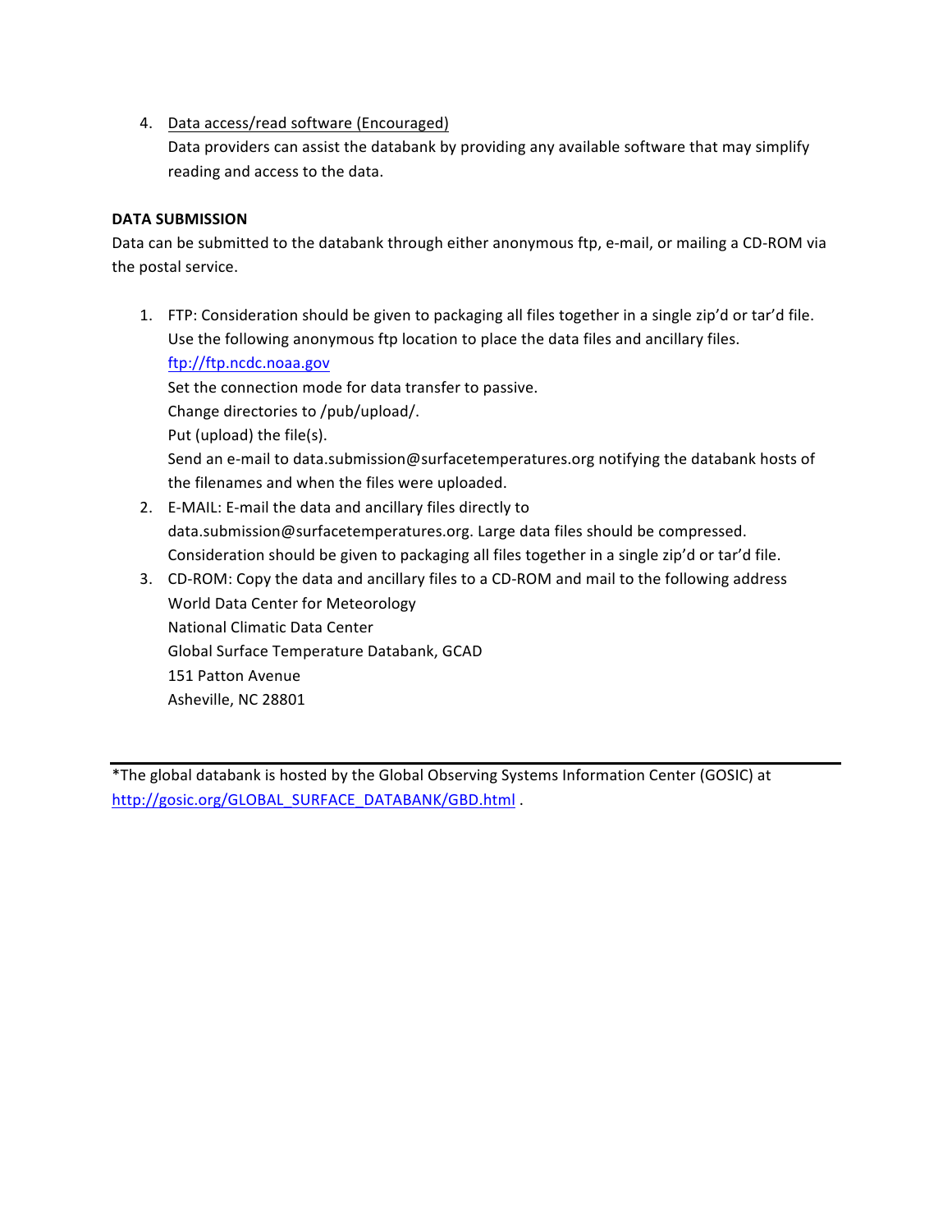4. <u>Data access/read software (Encouraged)</u>
   Data providers can assist the databank by providing any available software that may simplify reading and access to the data.

**DATA SUBMISSION**

Data can be submitted to the databank through either anonymous ftp, e-mail, or mailing a CD-ROM via the postal service.

1. FTP: Consideration should be given to packaging all files together in a single zip'd or tar'd file. Use the following anonymous ftp location to place the data files and ancillary files.
   ftp://ftp.ncdc.noaa.gov
   Set the connection mode for data transfer to passive.
   Change directories to /pub/upload/.
   Put (upload) the file(s).
   Send an e-mail to data.submission@surfacetemperatures.org notifying the databank hosts of the filenames and when the files were uploaded.
2. E-MAIL: E-mail the data and ancillary files directly to data.submission@surfacetemperatures.org. Large data files should be compressed. Consideration should be given to packaging all files together in a single zip'd or tar'd file.
3. CD-ROM: Copy the data and ancillary files to a CD-ROM and mail to the following address
   World Data Center for Meteorology
   National Climatic Data Center
   Global Surface Temperature Databank, GCAD
   151 Patton Avenue
   Asheville, NC 28801

---

*The global databank is hosted by the Global Observing Systems Information Center (GOSIC) at http://gosic.org/GLOBAL_SURFACE_DATABANK/GBD.html .